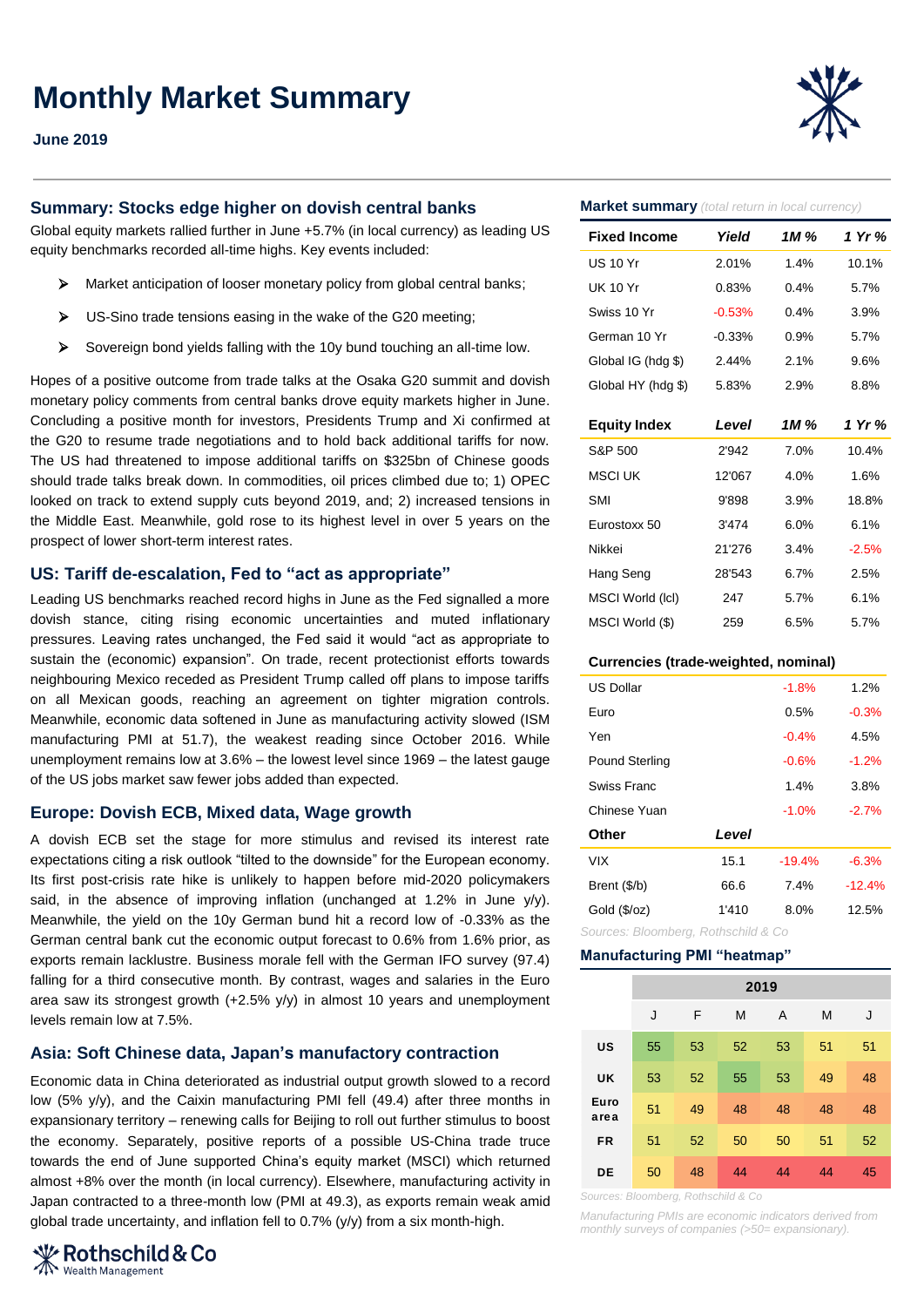# Monthly Market Summary

**June 2019**

## Summary: Stocks edge higher on dovish central banks

Global equity markets rallied further in June +5.7% (in local currency) as leading US equity benchmarks recorded all-time highs. Key events included:

- Market anticipation of looser monetary policy from global central banks;
- US-Sino trade tensions easing in the wake of the G20 meeting;
- Sovereign bond yields falling with the 10y bund touching an all-time low.

Hopes of a positive outcome from trade talks at the Osaka G20 summit and dovish monetary policy comments from central banks drove equity markets higher in June. Concluding a positive month for investors, Presidents Trump and Xi confirmed at the G20 to resume trade negotiations and to hold back additional tariffs for now. The US had threatened to impose additional tariffs on $325bn of Chinese goods should trade talks break down. In commodities, oil prices climbed due to; 1) OPEC looked on track to extend supply cuts beyond 2019, and; 2) increased tensions in the Middle East. Meanwhile, gold rose to its highest level in over 5 years on the prospect of lower short-term interest rates.

## US: Tariff de-escalation, Fed to "act as appropriate"

Leading US benchmarks reached record highs in June as the Fed signalled a more dovish stance, citing rising economic uncertainties and muted inflationary pressures. Leaving rates unchanged, the Fed said it would "act as appropriate to sustain the (economic) expansion". On trade, recent protectionist efforts towards neighbouring Mexico receded as President Trump called off plans to impose tariffs on all Mexican goods, reaching an agreement on tighter migration controls. Meanwhile, economic data softened in June as manufacturing activity slowed (ISM manufacturing PMI at 51.7), the weakest reading since October 2016. While unemployment remains low at 3.6% – the lowest level since 1969 – the latest gauge of the US jobs market saw fewer jobs added than expected.

## Europe: Dovish ECB, Mixed data, Wage growth

A dovish ECB set the stage for more stimulus and revised its interest rate expectations citing a risk outlook "tilted to the downside" for the European economy. Its first post-crisis rate hike is unlikely to happen before mid-2020 policymakers said, in the absence of improving inflation (unchanged at 1.2% in June y/y). Meanwhile, the yield on the 10y German bund hit a record low of -0.33% as the German central bank cut the economic output forecast to 0.6% from 1.6% prior, as exports remain lacklustre. Business morale fell with the German IFO survey (97.4) falling for a third consecutive month. By contrast, wages and salaries in the Euro area saw its strongest growth (+2.5% y/y) in almost 10 years and unemployment levels remain low at 7.5%.

## Asia: Soft Chinese data, Japan's manufactory contraction

Economic data in China deteriorated as industrial output growth slowed to a record low (5% y/y), and the Caixin manufacturing PMI fell (49.4) after three months in expansionary territory – renewing calls for Beijing to roll out further stimulus to boost the economy. Separately, positive reports of a possible US-China trade truce towards the end of June supported China's equity market (MSCI) which returned almost +8% over the month (in local currency). Elsewhere, manufacturing activity in Japan contracted to a three-month low (PMI at 49.3), as exports remain weak amid global trade uncertainty, and inflation fell to 0.7% (y/y) from a six month-high.

### Market summary *(total return in local currency)*

| Fixed Income | Yield | 1M % | 1 Yr % |
|---|---|---|---|
| US 10 Yr | 2.01% | 1.4% | 10.1% |
| UK 10 Yr | 0.83% | 0.4% | 5.7% |
| Swiss 10 Yr | -0.53% | 0.4% | 3.9% |
| German 10 Yr | -0.33% | 0.9% | 5.7% |
| Global IG (hdg $) | 2.44% | 2.1% | 9.6% |
| Global HY (hdg $) | 5.83% | 2.9% | 8.8% |
| **Equity Index** | **Level** | **1M %** | **1 Yr %** |
| S&P 500 | 2'942 | 7.0% | 10.4% |
| MSCI UK | 12'067 | 4.0% | 1.6% |
| SMI | 9'898 | 3.9% | 18.8% |
| Eurostoxx 50 | 3'474 | 6.0% | 6.1% |
| Nikkei | 21'276 | 3.4% | -2.5% |
| Hang Seng | 28'543 | 6.7% | 2.5% |
| MSCI World (lcl) | 247 | 5.7% | 6.1% |
| MSCI World ($) | 259 | 6.5% | 5.7% |
| **Currencies (trade-weighted, nominal)** | | | |
| US Dollar | | -1.8% | 1.2% |
| Euro | | 0.5% | -0.3% |
| Yen | | -0.4% | 4.5% |
| Pound Sterling | | -0.6% | -1.2% |
| Swiss Franc | | 1.4% | 3.8% |
| Chinese Yuan | | -1.0% | -2.7% |
| **Other** | **Level** | | |
| VIX | 15.1 | -19.4% | -6.3% |
| Brent ($/b) | 66.6 | 7.4% | -12.4% |
| Gold ($/oz) | 1'410 | 8.0% | 12.5% |

Sources: Bloomberg, Rothschild & Co

### Manufacturing PMI "heatmap"

| | 2019 | | | | | |
|---|---|---|---|---|---|---|
| | J | F | M | A | M | J |
| US | 55 | 53 | 52 | 53 | 51 | 51 |
| UK | 53 | 52 | 55 | 53 | 49 | 48 |
| Euro area | 51 | 49 | 48 | 48 | 48 | 48 |
| FR | 51 | 52 | 50 | 50 | 51 | 52 |
| DE | 50 | 48 | 44 | 44 | 44 | 45 |

Sources: Bloomberg, Rothschild & Co

Manufacturing PMIs are economic indicators derived from monthly surveys of companies (>50= expansionary).

Rothschild & Co Wealth Management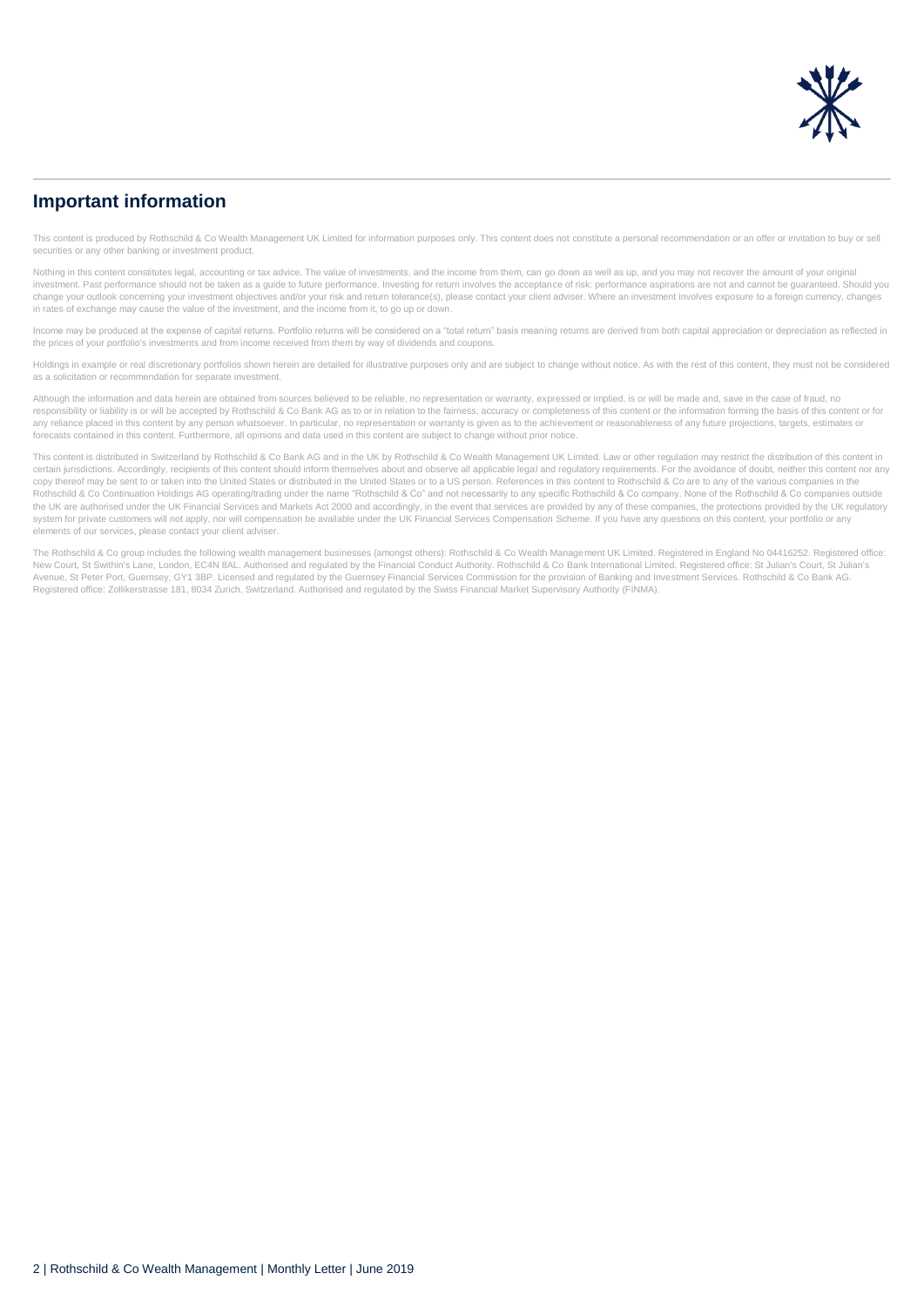## Important information

This content is produced by Rothschild & Co Wealth Management UK Limited for information purposes only. This content does not constitute a personal recommendation or an offer or invitation to buy or sell securities or any other banking or investment product.

Nothing in this content constitutes legal, accounting or tax advice. The value of investments, and the income from them, can go down as well as up, and you may not recover the amount of your original investment. Past performance should not be taken as a guide to future performance. Investing for return involves the acceptance of risk: performance aspirations are not and cannot be guaranteed. Should you change your outlook concerning your investment objectives and/or your risk and return tolerance(s), please contact your client adviser. Where an investment involves exposure to a foreign currency, changes in rates of exchange may cause the value of the investment, and the income from it, to go up or down.

Income may be produced at the expense of capital returns. Portfolio returns will be considered on a "total return" basis meaning returns are derived from both capital appreciation or depreciation as reflected in the prices of your portfolio's investments and from income received from them by way of dividends and coupons.

Holdings in example or real discretionary portfolios shown herein are detailed for illustrative purposes only and are subject to change without notice. As with the rest of this content, they must not be considered as a solicitation or recommendation for separate investment.

Although the information and data herein are obtained from sources believed to be reliable, no representation or warranty, expressed or implied, is or will be made and, save in the case of fraud, no responsibility or liability is or will be accepted by Rothschild & Co Bank AG as to or in relation to the fairness, accuracy or completeness of this content or the information forming the basis of this content or for any reliance placed in this content by any person whatsoever. In particular, no representation or warranty is given as to the achievement or reasonableness of any future projections, targets, estimates or forecasts contained in this content. Furthermore, all opinions and data used in this content are subject to change without prior notice.

This content is distributed in Switzerland by Rothschild & Co Bank AG and in the UK by Rothschild & Co Wealth Management UK Limited. Law or other regulation may restrict the distribution of this content in certain jurisdictions. Accordingly, recipients of this content should inform themselves about and observe all applicable legal and regulatory requirements. For the avoidance of doubt, neither this content nor any copy thereof may be sent to or taken into the United States or distributed in the United States or to a US person. References in this content to Rothschild & Co are to any of the various companies in the Rothschild & Co Continuation Holdings AG operating/trading under the name "Rothschild & Co" and not necessarily to any specific Rothschild & Co company. None of the Rothschild & Co companies outside the UK are authorised under the UK Financial Services and Markets Act 2000 and accordingly, in the event that services are provided by any of these companies, the protections provided by the UK regulatory system for private customers will not apply, nor will compensation be available under the UK Financial Services Compensation Scheme. If you have any questions on this content, your portfolio or any elements of our services, please contact your client adviser.

The Rothschild & Co group includes the following wealth management businesses (amongst others): Rothschild & Co Wealth Management UK Limited. Registered in England No 04416252. Registered office: New Court, St Swithin's Lane, London, EC4N 8AL. Authorised and regulated by the Financial Conduct Authority. Rothschild & Co Bank International Limited. Registered office: St Julian's Court, St Julian's Avenue, St Peter Port, Guernsey, GY1 3BP. Licensed and regulated by the Guernsey Financial Services Commission for the provision of Banking and Investment Services. Rothschild & Co Bank AG. Registered office: Zollikerstrasse 181, 8034 Zurich, Switzerland. Authorised and regulated by the Swiss Financial Market Supervisory Authority (FINMA).